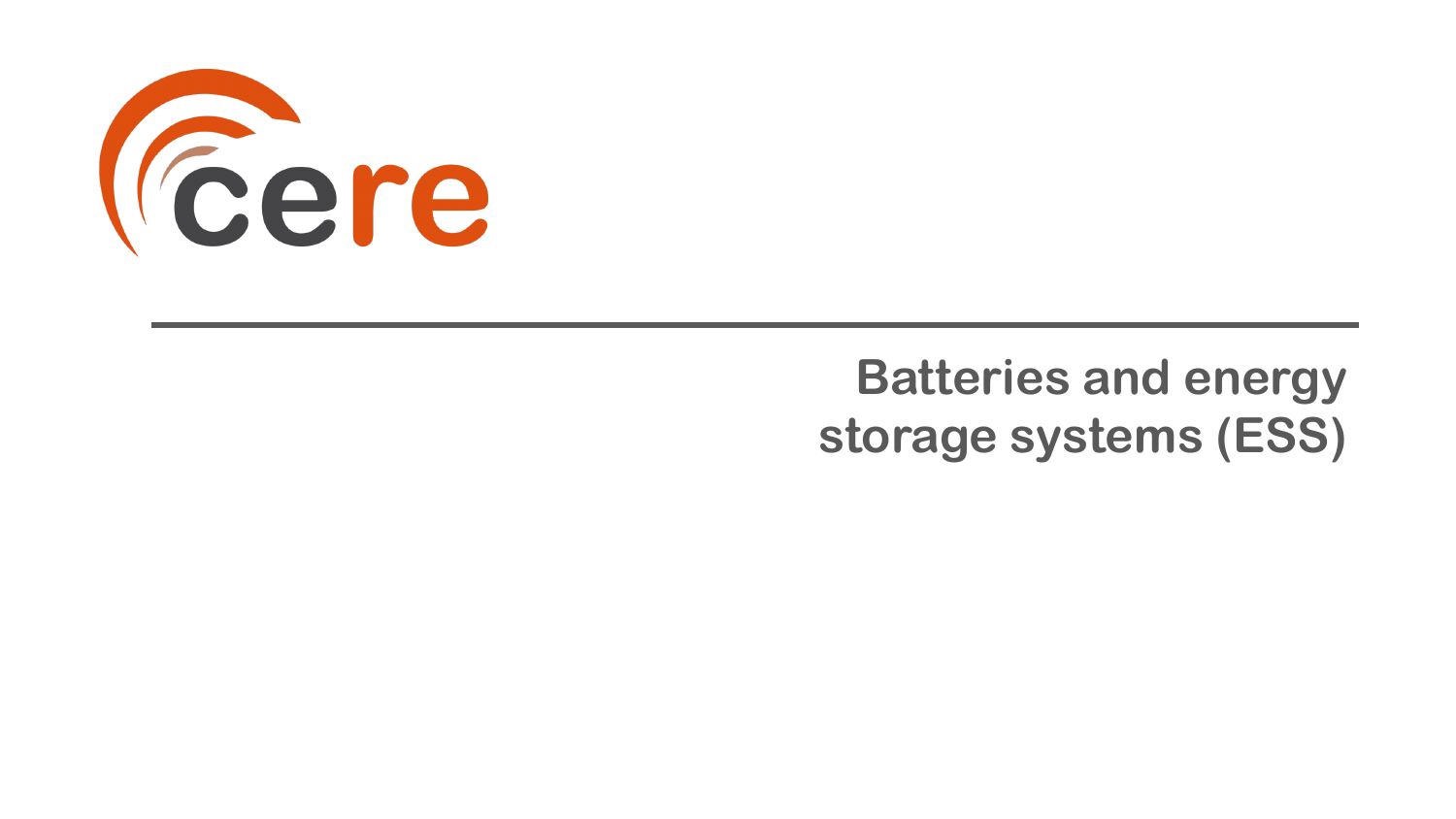cere

# Batteries and energy storage systems (ESS)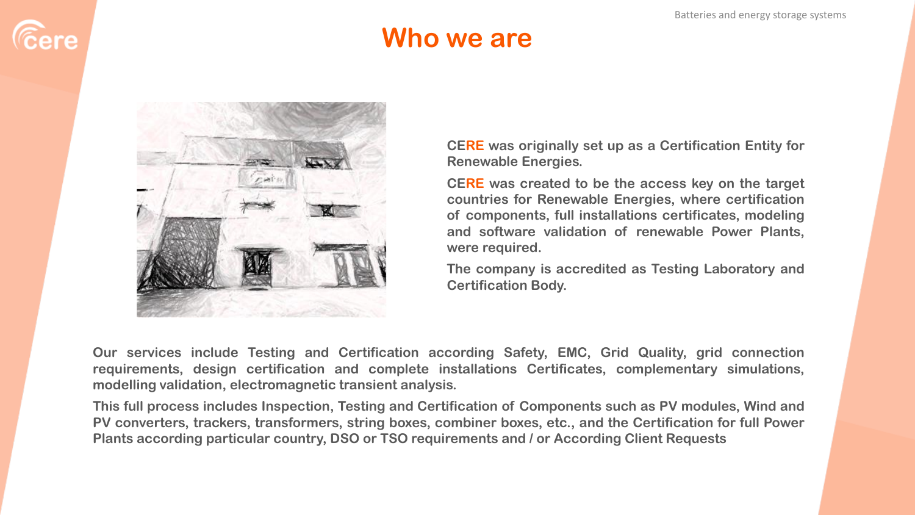# Who we are

**CERE was originally set up as a Certification Entity for Renewable Energies.**

**CERE was created to be the access key on the target countries for Renewable Energies, where certification of components, full installations certificates, modeling and software validation of renewable Power Plants, were required.**

**The company is accredited as Testing Laboratory and Certification Body.**

**Our services include Testing and Certification according Safety, EMC, Grid Quality, grid connection requirements, design certification and complete installations Certificates, complementary simulations, modelling validation, electromagnetic transient analysis.**

**This full process includes Inspection, Testing and Certification of Components such as PV modules, Wind and PV converters, trackers, transformers, string boxes, combiner boxes, etc., and the Certification for full Power Plants according particular country, DSO or TSO requirements and / or According Client Requests**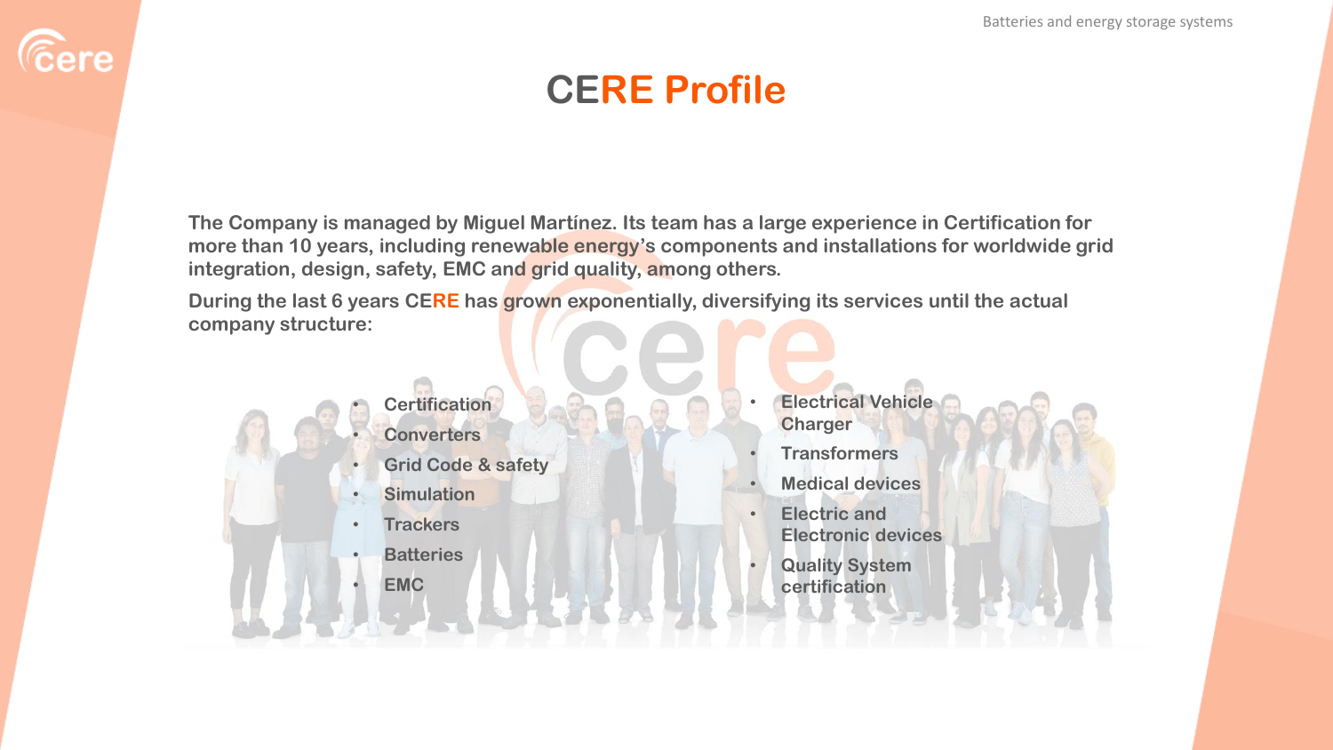# CERE Profile

**The Company is managed by Miguel Martínez. Its team has a large experience in Certification for more than 10 years, including renewable energy's components and installations for worldwide grid integration, design, safety, EMC and grid quality, among others.**

**During the last 6 years CERE has grown exponentially, diversifying its services until the actual company structure:**

- **Certification**
- **Converters**
- **Grid Code & safety**
- **Simulation**
- **Trackers**
- **Batteries**
- **EMC**
- **Electrical Vehicle Charger**
- **Transformers**
- **Medical devices**
- **Electric and Electronic devices**
- **Quality System certification**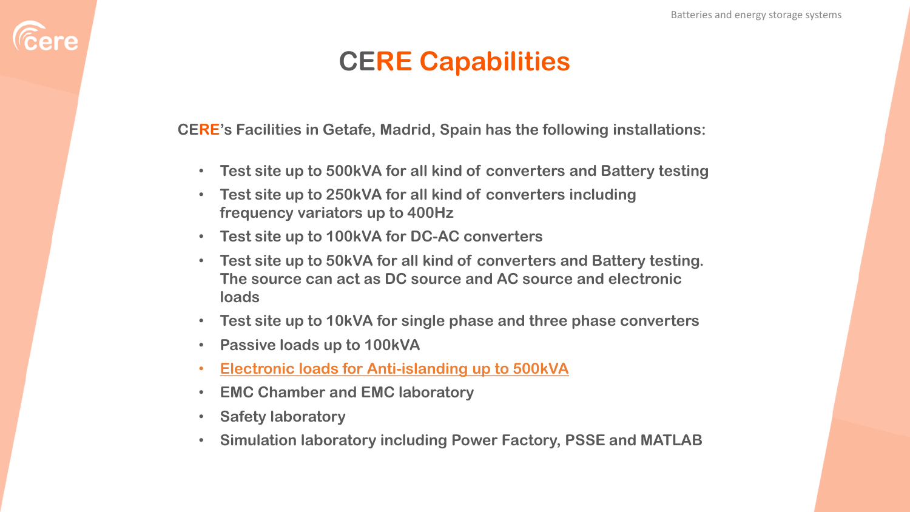# CERE Capabilities

**CERE's Facilities in Getafe, Madrid, Spain has the following installations:**

- Test site up to 500kVA for all kind of converters and Battery testing
- Test site up to 250kVA for all kind of converters including frequency variators up to 400Hz
- Test site up to 100kVA for DC-AC converters
- Test site up to 50kVA for all kind of converters and Battery testing. The source can act as DC source and AC source and electronic loads
- Test site up to 10kVA for single phase and three phase converters
- Passive loads up to 100kVA
- Electronic loads for Anti-islanding up to 500kVA
- EMC Chamber and EMC laboratory
- Safety laboratory
- Simulation laboratory including Power Factory, PSSE and MATLAB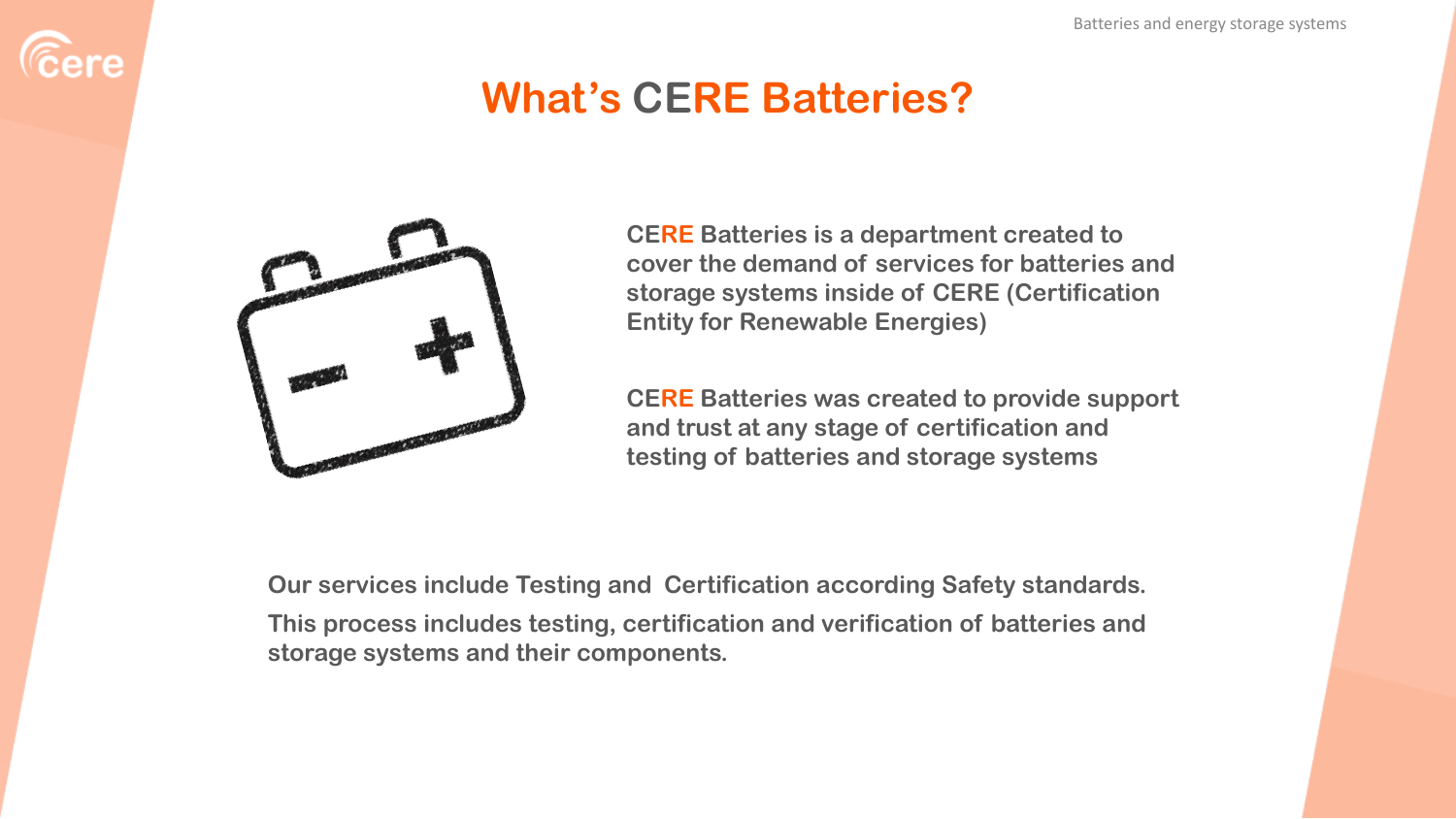# What's CERE Batteries?

CERE Batteries is a department created to cover the demand of services for batteries and storage systems inside of CERE (Certification Entity for Renewable Energies)

CERE Batteries was created to provide support and trust at any stage of certification and testing of batteries and storage systems

Our services include Testing and Certification according Safety standards.

This process includes testing, certification and verification of batteries and storage systems and their components.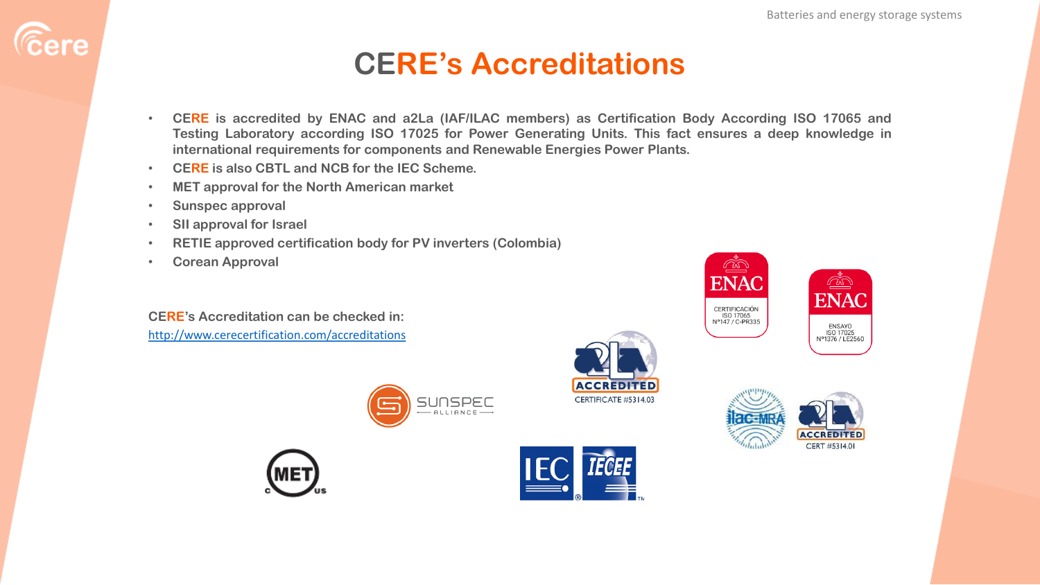# CERE's Accreditations

- CERE is accredited by ENAC and a2La (IAF/ILAC members) as Certification Body According ISO 17065 and Testing Laboratory according ISO 17025 for Power Generating Units. This fact ensures a deep knowledge in international requirements for components and Renewable Energies Power Plants.
- CERE is also CBTL and NCB for the IEC Scheme.
- MET approval for the North American market
- Sunspec approval
- SII approval for Israel
- RETIE approved certification body for PV inverters (Colombia)
- Corean Approval

**CERE's Accreditation can be checked in:**
http://www.cerecertification.com/accreditations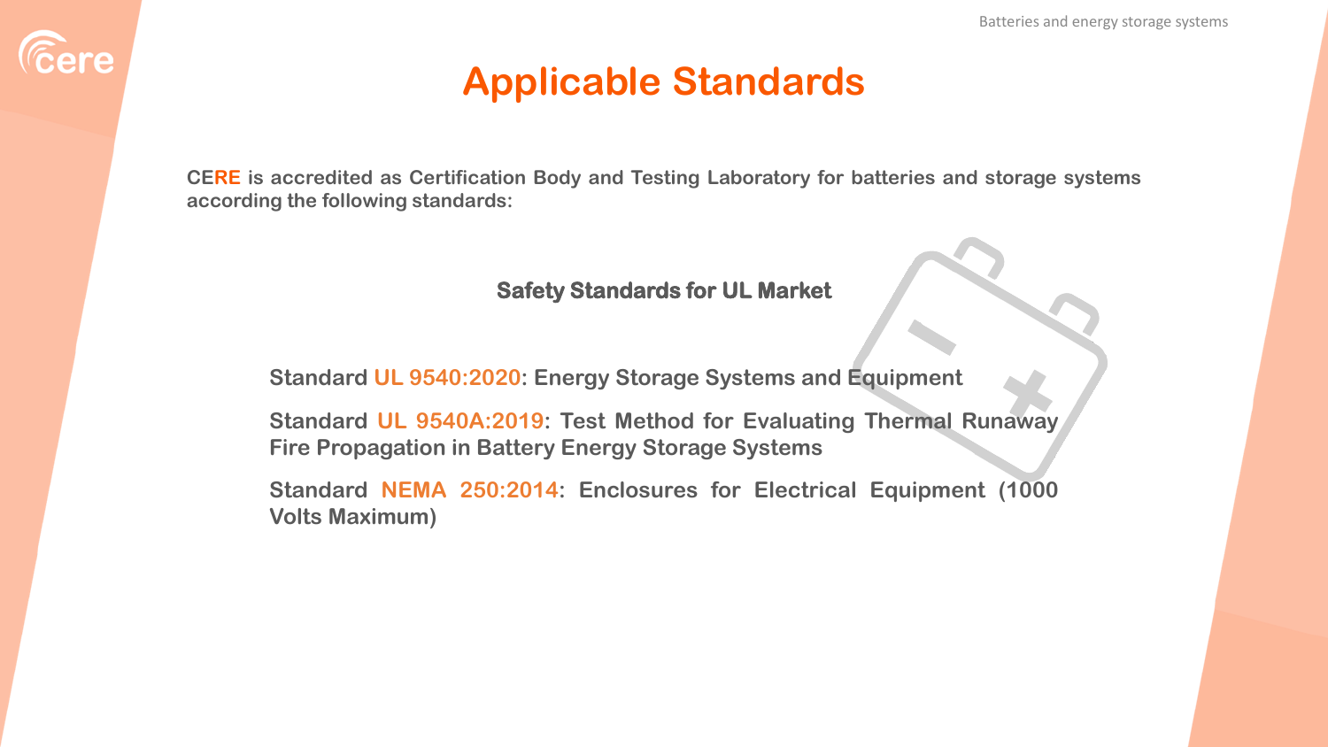# Applicable Standards

CERE is accredited as Certification Body and Testing Laboratory for batteries and storage systems according the following standards:

## Safety Standards for UL Market

Standard UL 9540:2020: Energy Storage Systems and Equipment

Standard UL 9540A:2019: Test Method for Evaluating Thermal Runaway Fire Propagation in Battery Energy Storage Systems

Standard NEMA 250:2014: Enclosures for Electrical Equipment (1000 Volts Maximum)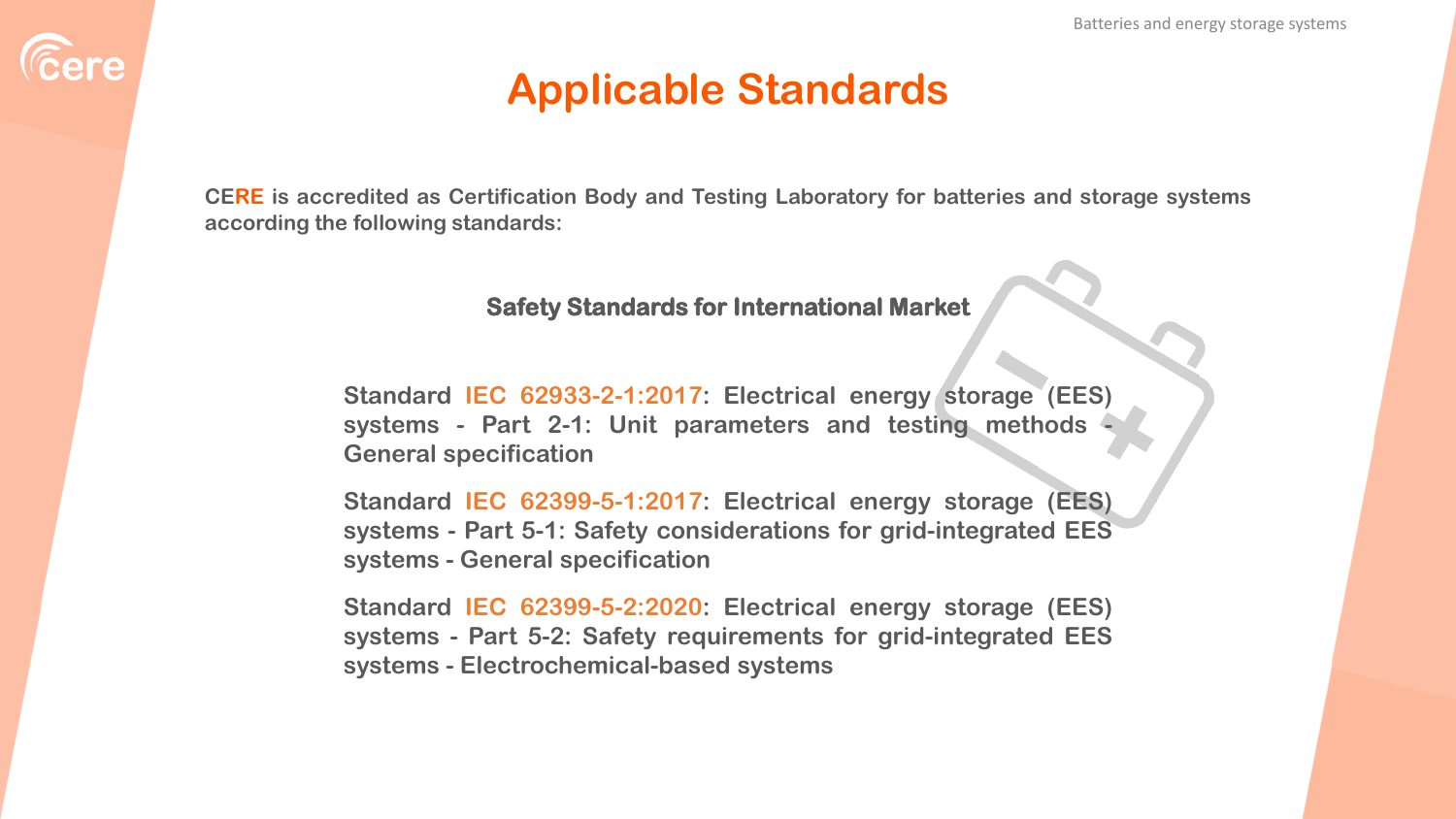# Applicable Standards

**CERE is accredited as Certification Body and Testing Laboratory for batteries and storage systems according the following standards:**

## Safety Standards for International Market

**Standard IEC 62933-2-1:2017: Electrical energy storage (EES) systems - Part 2-1: Unit parameters and testing methods - General specification**

**Standard IEC 62399-5-1:2017: Electrical energy storage (EES) systems - Part 5-1: Safety considerations for grid-integrated EES systems - General specification**

**Standard IEC 62399-5-2:2020: Electrical energy storage (EES) systems - Part 5-2: Safety requirements for grid-integrated EES systems - Electrochemical-based systems**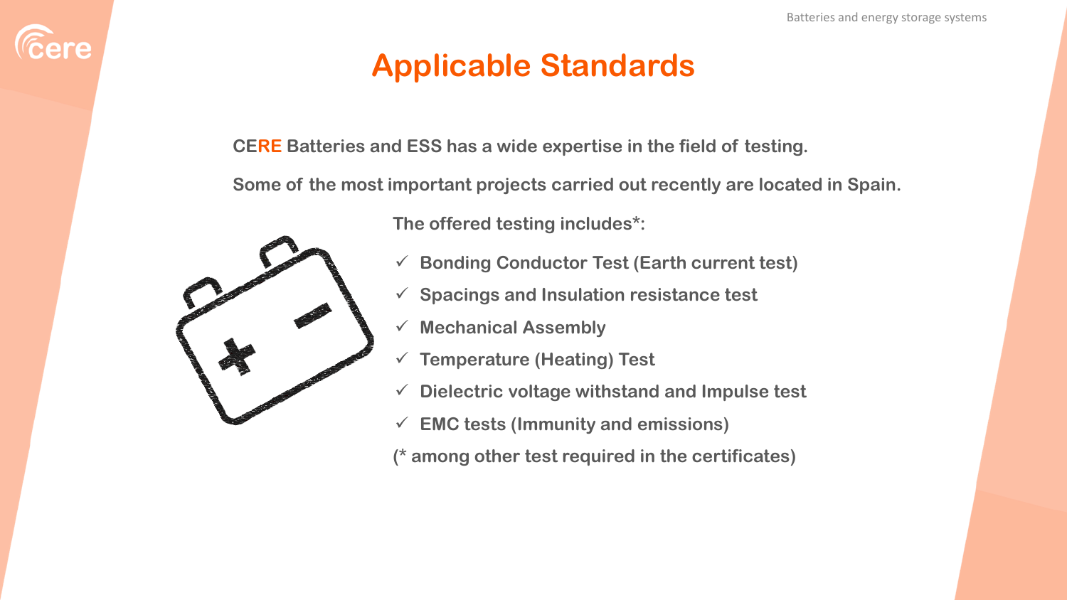# Applicable Standards

**CERE Batteries and ESS has a wide expertise in the field of testing.**

**Some of the most important projects carried out recently are located in Spain.**

**The offered testing includes*:**

- ✓ **Bonding Conductor Test (Earth current test)**
- ✓ **Spacings and Insulation resistance test**
- ✓ **Mechanical Assembly**
- ✓ **Temperature (Heating) Test**
- ✓ **Dielectric voltage withstand and Impulse test**
- ✓ **EMC tests (Immunity and emissions)**

**(* among other test required in the certificates)**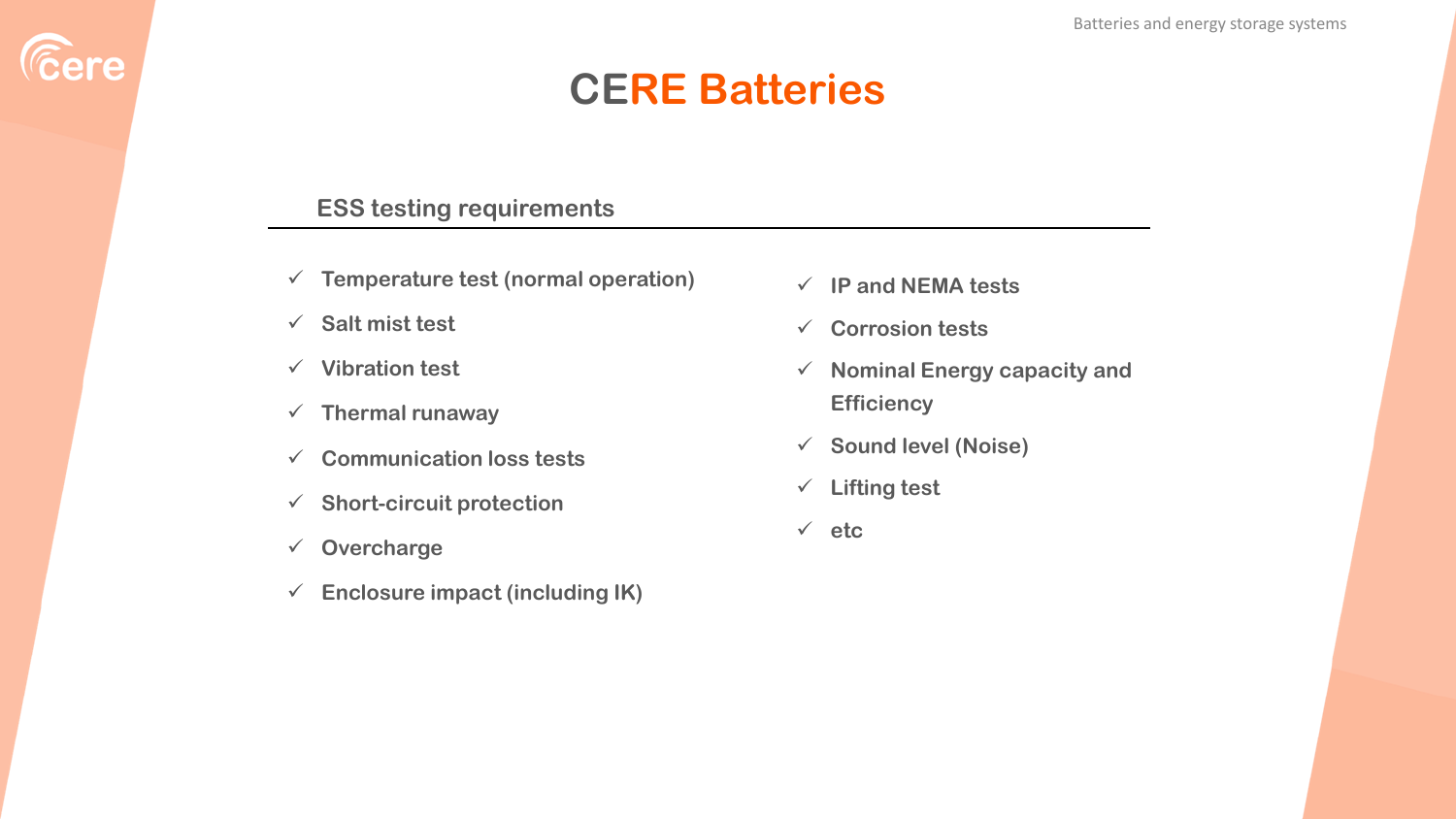# CERE Batteries

## ESS testing requirements

- ✓ Temperature test (normal operation)
- ✓ Salt mist test
- ✓ Vibration test
- ✓ Thermal runaway
- ✓ Communication loss tests
- ✓ Short-circuit protection
- ✓ Overcharge
- ✓ Enclosure impact (including IK)
- ✓ IP and NEMA tests
- ✓ Corrosion tests
- ✓ Nominal Energy capacity and Efficiency
- ✓ Sound level (Noise)
- ✓ Lifting test
- ✓ etc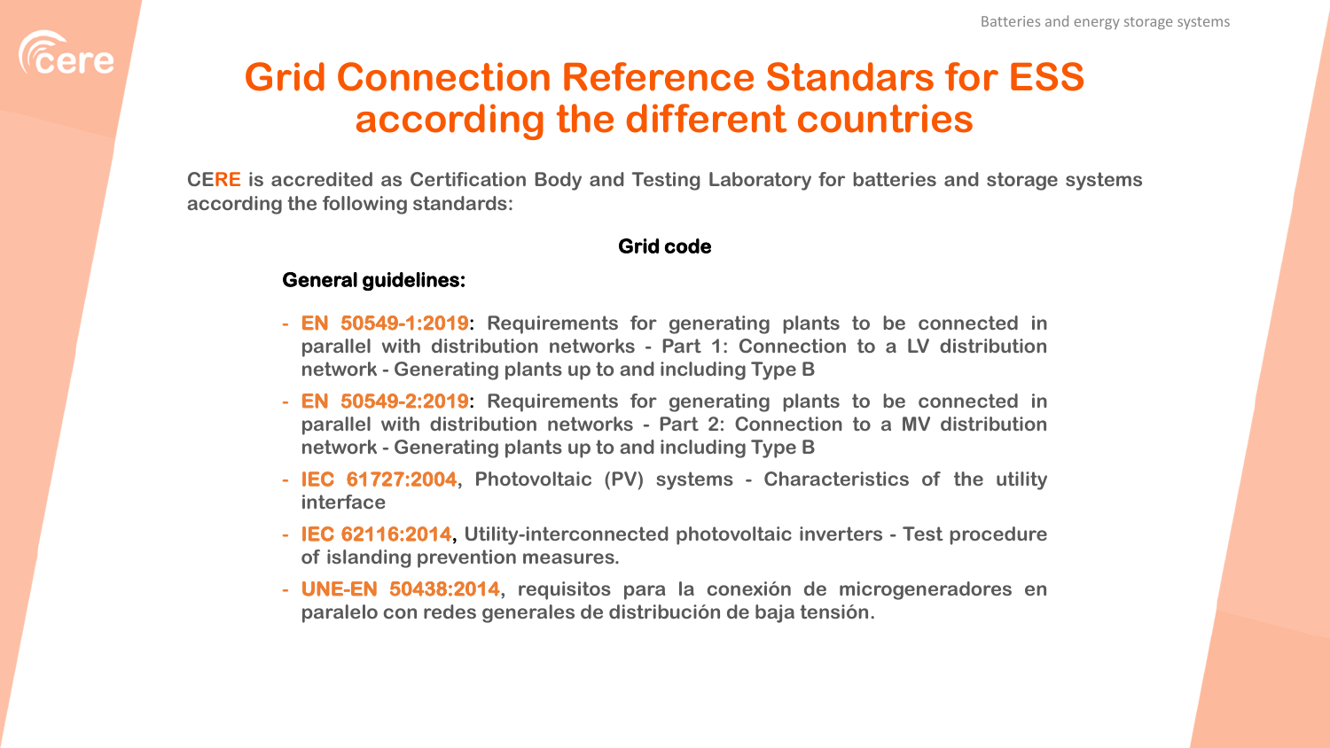# Grid Connection Reference Standars for ESS according the different countries

**CERE is accredited as Certification Body and Testing Laboratory for batteries and storage systems according the following standards:**

**Grid code**

**General guidelines:**

- **EN 50549-1:2019**: Requirements for generating plants to be connected in parallel with distribution networks - Part 1: Connection to a LV distribution network - Generating plants up to and including Type B
- **EN 50549-2:2019**: Requirements for generating plants to be connected in parallel with distribution networks - Part 2: Connection to a MV distribution network - Generating plants up to and including Type B
- **IEC 61727:2004**, Photovoltaic (PV) systems - Characteristics of the utility interface
- **IEC 62116:2014**, Utility-interconnected photovoltaic inverters - Test procedure of islanding prevention measures.
- **UNE-EN 50438:2014**, requisitos para la conexión de microgeneradores en paralelo con redes generales de distribución de baja tensión.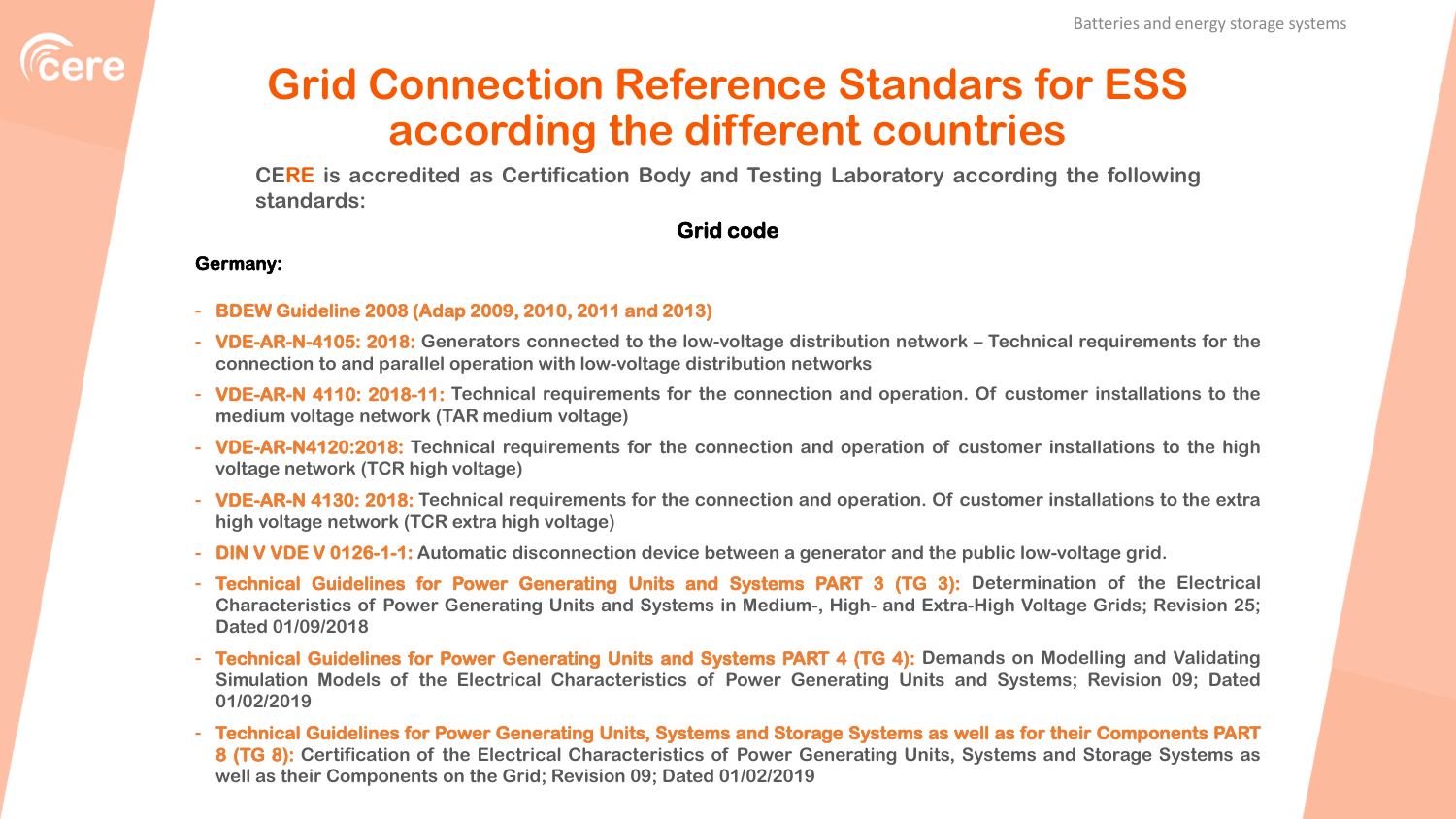# Grid Connection Reference Standars for ESS according the different countries

**CERE is accredited as Certification Body and Testing Laboratory according the following standards:**

**Grid code**

**Germany:**

- **BDEW Guideline 2008 (Adap 2009, 2010, 2011 and 2013)**
- **VDE-AR-N-4105: 2018:** Generators connected to the low-voltage distribution network – Technical requirements for the connection to and parallel operation with low-voltage distribution networks
- **VDE-AR-N 4110: 2018-11:** Technical requirements for the connection and operation. Of customer installations to the medium voltage network (TAR medium voltage)
- **VDE-AR-N4120:2018:** Technical requirements for the connection and operation of customer installations to the high voltage network (TCR high voltage)
- **VDE-AR-N 4130: 2018:** Technical requirements for the connection and operation. Of customer installations to the extra high voltage network (TCR extra high voltage)
- **DIN V VDE V 0126-1-1:** Automatic disconnection device between a generator and the public low-voltage grid.
- **Technical Guidelines for Power Generating Units and Systems PART 3 (TG 3):** Determination of the Electrical Characteristics of Power Generating Units and Systems in Medium-, High- and Extra-High Voltage Grids; Revision 25; Dated 01/09/2018
- **Technical Guidelines for Power Generating Units and Systems PART 4 (TG 4):** Demands on Modelling and Validating Simulation Models of the Electrical Characteristics of Power Generating Units and Systems; Revision 09; Dated 01/02/2019
- **Technical Guidelines for Power Generating Units, Systems and Storage Systems as well as for their Components PART 8 (TG 8):** Certification of the Electrical Characteristics of Power Generating Units, Systems and Storage Systems as well as their Components on the Grid; Revision 09; Dated 01/02/2019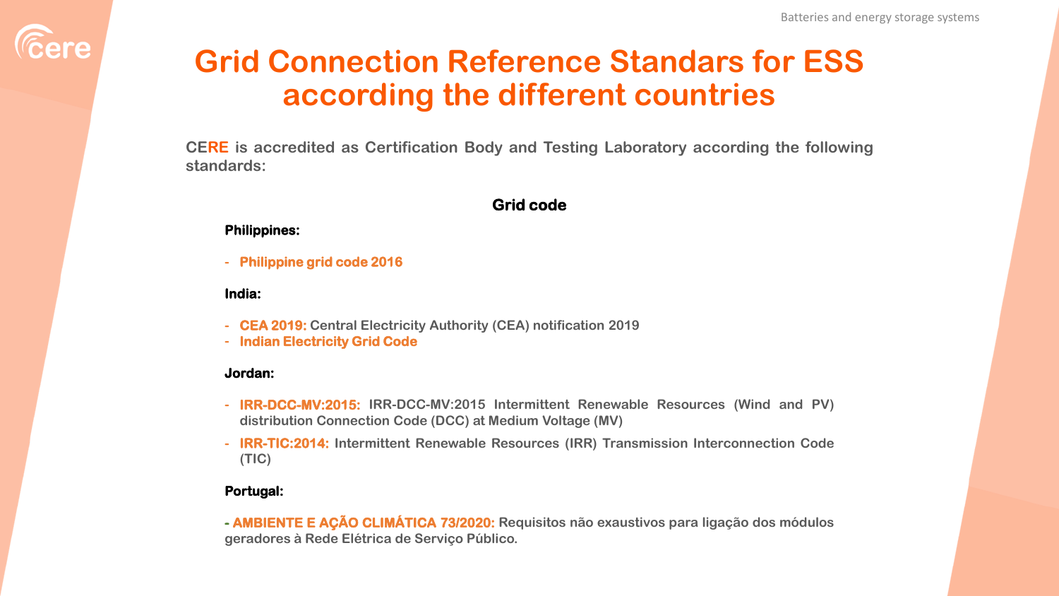# Grid Connection Reference Standars for ESS according the different countries

**CERE is accredited as Certification Body and Testing Laboratory according the following standards:**

### Grid code

**Philippines:**

- **Philippine grid code 2016**

**India:**

- **CEA 2019:** Central Electricity Authority (CEA) notification 2019
- **Indian Electricity Grid Code**

**Jordan:**

- **IRR-DCC-MV:2015:** IRR-DCC-MV:2015 Intermittent Renewable Resources (Wind and PV) distribution Connection Code (DCC) at Medium Voltage (MV)
- **IRR-TIC:2014:** Intermittent Renewable Resources (IRR) Transmission Interconnection Code (TIC)

**Portugal:**

- **AMBIENTE E AÇÃO CLIMÁTICA 73/2020:** Requisitos não exaustivos para ligação dos módulos geradores à Rede Elétrica de Serviço Público.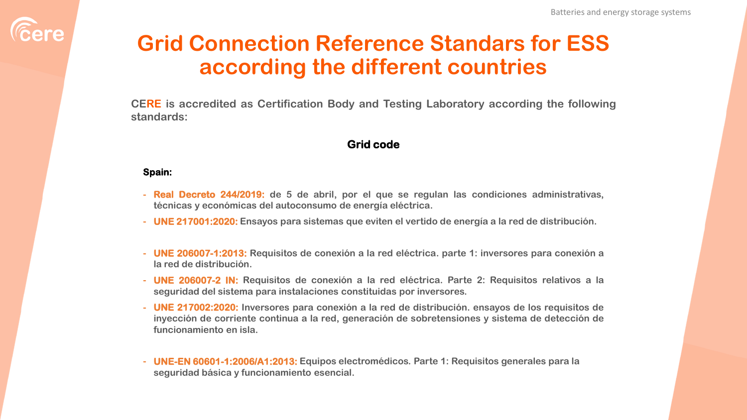# Grid Connection Reference Standars for ESS according the different countries

**CERE is accredited as Certification Body and Testing Laboratory according the following standards:**

## Grid code

**Spain:**

- **Real Decreto 244/2019:** de 5 de abril, por el que se regulan las condiciones administrativas, técnicas y económicas del autoconsumo de energía eléctrica.
- **UNE 217001:2020:** Ensayos para sistemas que eviten el vertido de energía a la red de distribución.

- **UNE 206007-1:2013:** Requisitos de conexión a la red eléctrica. parte 1: inversores para conexión a la red de distribución.
- **UNE 206007-2 IN:** Requisitos de conexión a la red eléctrica. Parte 2: Requisitos relativos a la seguridad del sistema para instalaciones constituidas por inversores.
- **UNE 217002:2020:** Inversores para conexión a la red de distribución. ensayos de los requisitos de inyección de corriente continua a la red, generación de sobretensiones y sistema de detección de funcionamiento en isla.

- **UNE-EN 60601-1:2006/A1:2013:** Equipos electromédicos. Parte 1: Requisitos generales para la seguridad básica y funcionamiento esencial.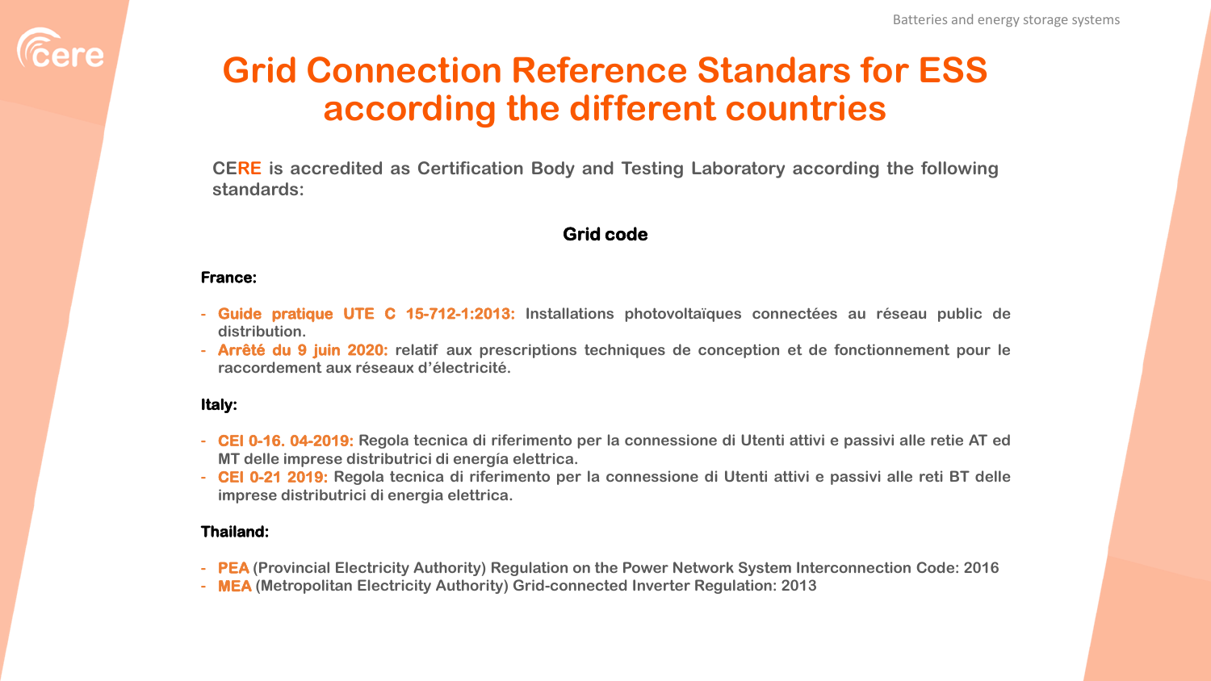# Grid Connection Reference Standars for ESS according the different countries

**CERE is accredited as Certification Body and Testing Laboratory according the following standards:**

## Grid code

**France:**

- **Guide pratique UTE C 15-712-1:2013:** Installations photovoltaïques connectées au réseau public de distribution.
- **Arrêté du 9 juin 2020:** relatif aux prescriptions techniques de conception et de fonctionnement pour le raccordement aux réseaux d'électricité.

**Italy:**

- **CEI 0-16. 04-2019:** Regola tecnica di riferimento per la connessione di Utenti attivi e passivi alle retie AT ed MT delle imprese distributrici di energía elettrica.
- **CEI 0-21 2019:** Regola tecnica di riferimento per la connessione di Utenti attivi e passivi alle reti BT delle imprese distributrici di energia elettrica.

**Thailand:**

- **PEA** (Provincial Electricity Authority) Regulation on the Power Network System Interconnection Code: 2016
- **MEA** (Metropolitan Electricity Authority) Grid-connected Inverter Regulation: 2013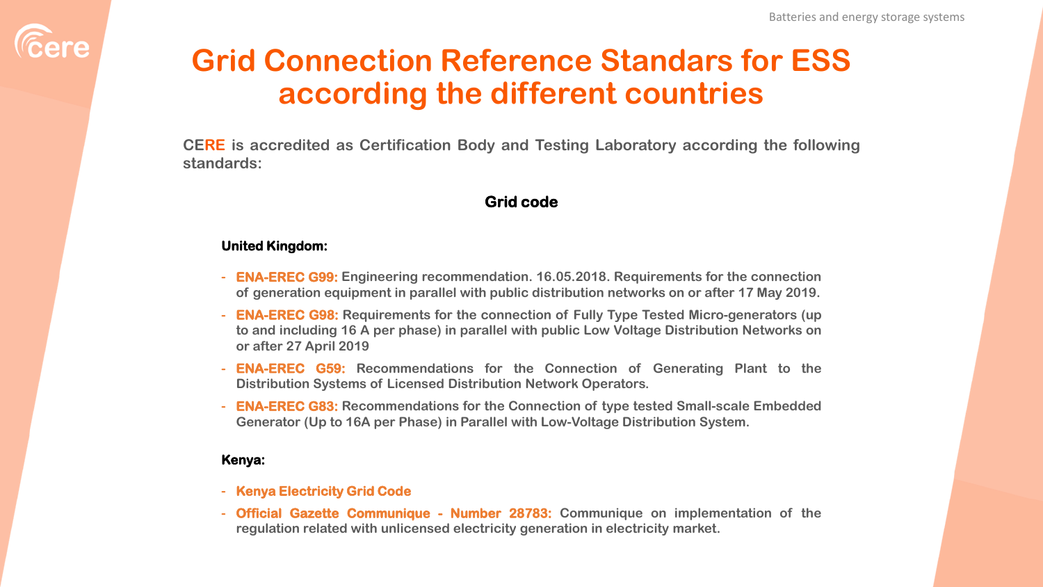# Grid Connection Reference Standars for ESS according the different countries

**CERE is accredited as Certification Body and Testing Laboratory according the following standards:**

**Grid code**

**United Kingdom:**

- **ENA-EREC G99:** Engineering recommendation. 16.05.2018. Requirements for the connection of generation equipment in parallel with public distribution networks on or after 17 May 2019.
- **ENA-EREC G98:** Requirements for the connection of Fully Type Tested Micro-generators (up to and including 16 A per phase) in parallel with public Low Voltage Distribution Networks on or after 27 April 2019
- **ENA-EREC G59:** Recommendations for the Connection of Generating Plant to the Distribution Systems of Licensed Distribution Network Operators.
- **ENA-EREC G83:** Recommendations for the Connection of type tested Small-scale Embedded Generator (Up to 16A per Phase) in Parallel with Low-Voltage Distribution System.

**Kenya:**

- **Kenya Electricity Grid Code**
- **Official Gazette Communique - Number 28783:** Communique on implementation of the regulation related with unlicensed electricity generation in electricity market.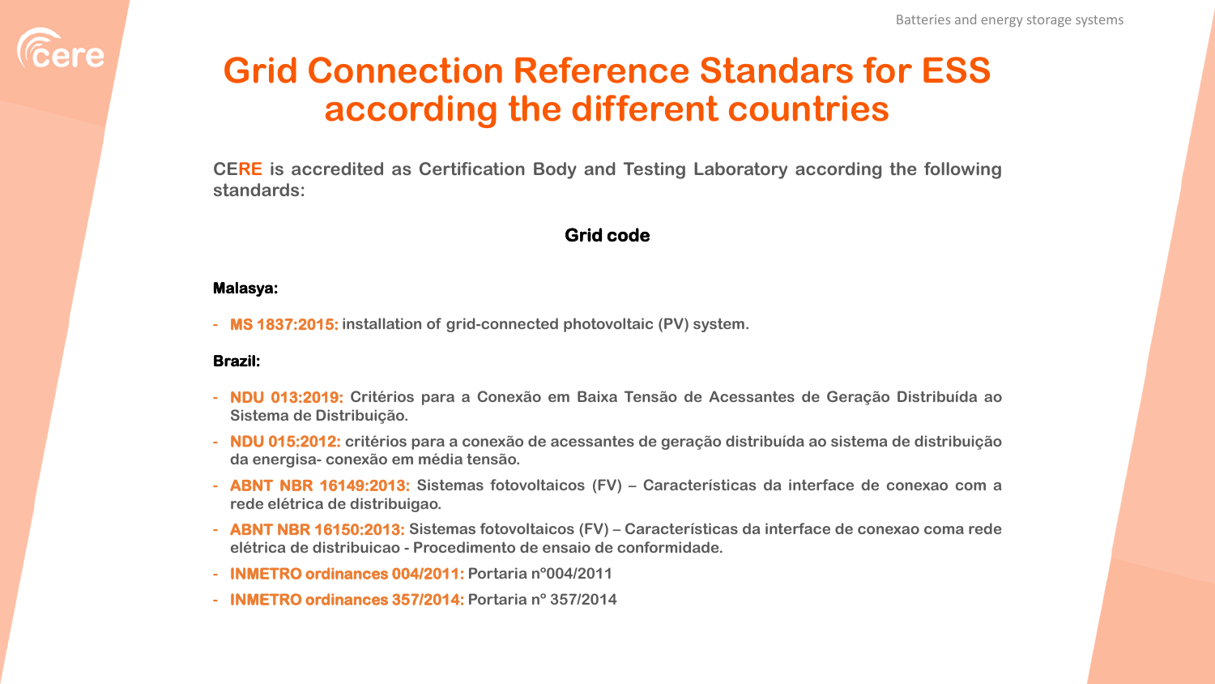# Grid Connection Reference Standards for ESS according the different countries

**CERE is accredited as Certification Body and Testing Laboratory according the following standards:**

### Grid code

**Malasya:**

- **MS 1837:2015:** installation of grid-connected photovoltaic (PV) system.

**Brazil:**

- **NDU 013:2019:** Critérios para a Conexão em Baixa Tensão de Acessantes de Geração Distribuída ao Sistema de Distribuição.
- **NDU 015:2012:** critérios para a conexão de acessantes de geração distribuída ao sistema de distribuição da energisa- conexão em média tensão.
- **ABNT NBR 16149:2013:** Sistemas fotovoltaicos (FV) – Características da interface de conexao com a rede elétrica de distribuigao.
- **ABNT NBR 16150:2013:** Sistemas fotovoltaicos (FV) – Características da interface de conexao coma rede elétrica de distribuicao - Procedimento de ensaio de conformidade.
- **INMETRO ordinances 004/2011:** Portaria nº004/2011
- **INMETRO ordinances 357/2014:** Portaria nº 357/2014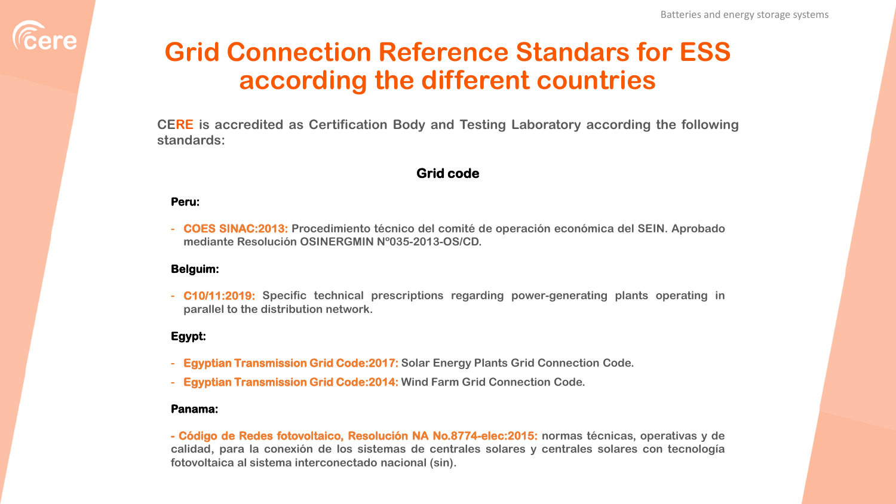# Grid Connection Reference Standars for ESS according the different countries

**CERE is accredited as Certification Body and Testing Laboratory according the following standards:**

## Grid code

**Peru:**

- **COES SINAC:2013:** Procedimiento técnico del comité de operación económica del SEIN. Aprobado mediante Resolución OSINERGMIN Nº035-2013-OS/CD.

**Belguim:**

- **C10/11:2019:** Specific technical prescriptions regarding power-generating plants operating in parallel to the distribution network.

**Egypt:**

- **Egyptian Transmission Grid Code:2017:** Solar Energy Plants Grid Connection Code.
- **Egyptian Transmission Grid Code:2014:** Wind Farm Grid Connection Code.

**Panama:**

- **Código de Redes fotovoltaico, Resolución NA No.8774-elec:2015:** normas técnicas, operativas y de calidad, para la conexión de los sistemas de centrales solares y centrales solares con tecnología fotovoltaica al sistema interconectado nacional (sin).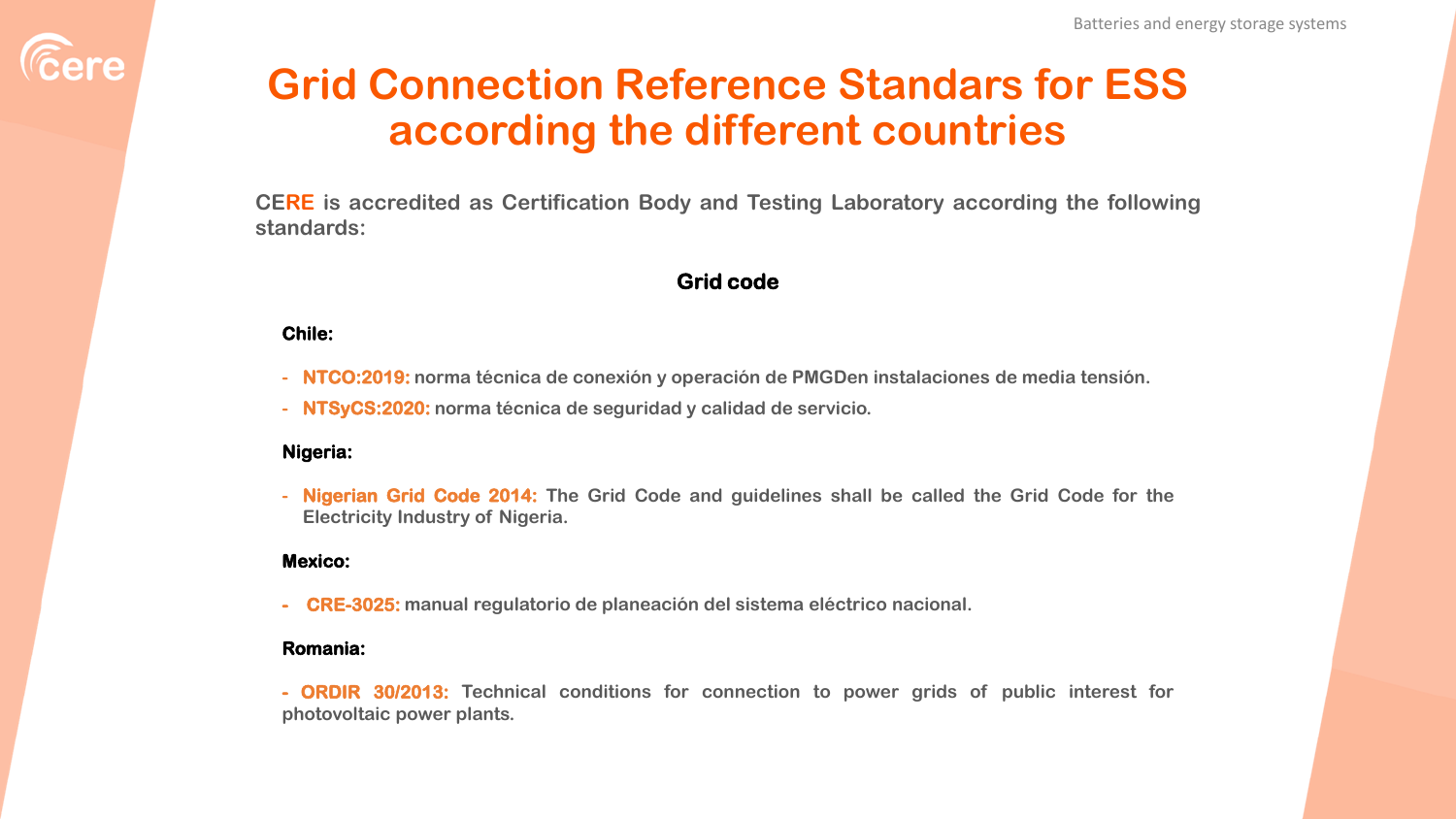# Grid Connection Reference Standards for ESS according the different countries

**CERE is accredited as Certification Body and Testing Laboratory according the following standards:**

## Grid code

**Chile:**

- **NTCO:2019:** norma técnica de conexión y operación de PMGDen instalaciones de media tensión.
- **NTSyCS:2020:** norma técnica de seguridad y calidad de servicio.

**Nigeria:**

- **Nigerian Grid Code 2014:** The Grid Code and guidelines shall be called the Grid Code for the Electricity Industry of Nigeria.

**Mexico:**

- **CRE-3025:** manual regulatorio de planeación del sistema eléctrico nacional.

**Romania:**

- **ORDIR 30/2013:** Technical conditions for connection to power grids of public interest for photovoltaic power plants.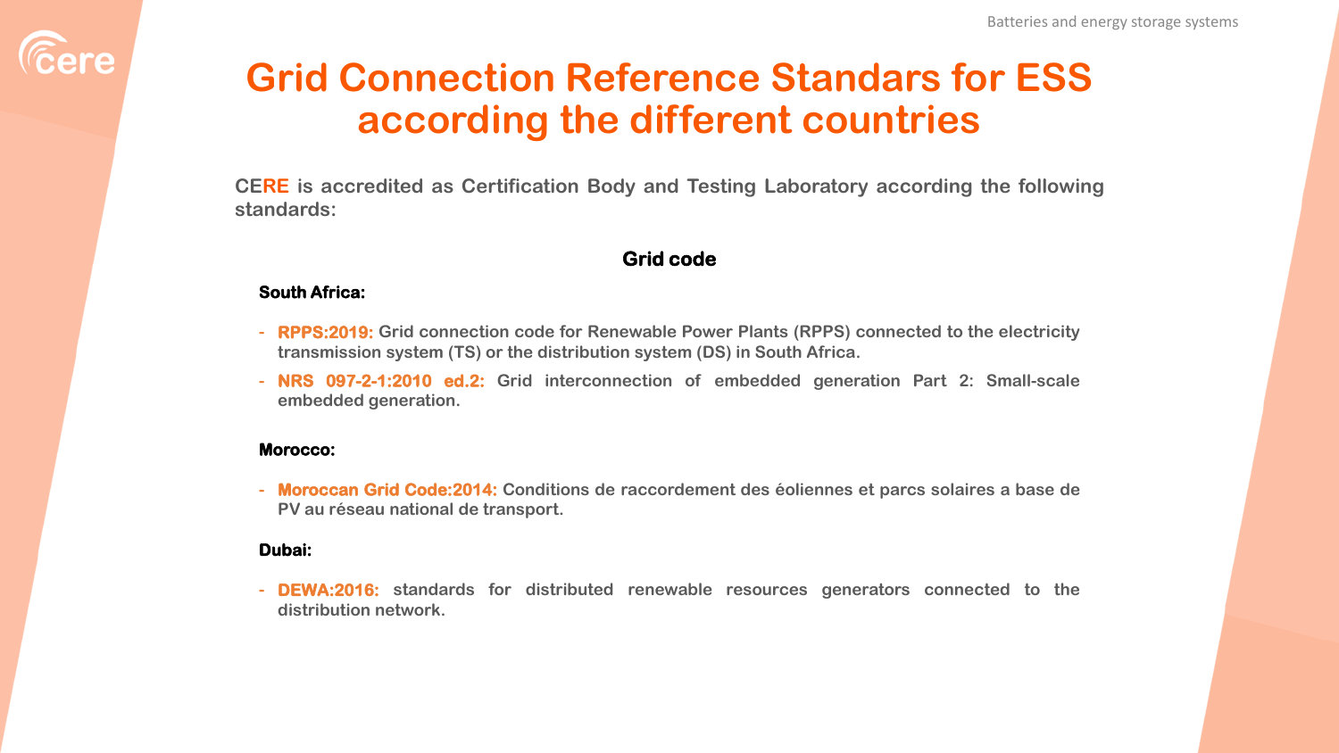# Grid Connection Reference Standards for ESS according the different countries

**CERE is accredited as Certification Body and Testing Laboratory according the following standards:**

## Grid code

**South Africa:**

- **RPPS:2019:** Grid connection code for Renewable Power Plants (RPPS) connected to the electricity transmission system (TS) or the distribution system (DS) in South Africa.
- **NRS 097-2-1:2010 ed.2:** Grid interconnection of embedded generation Part 2: Small-scale embedded generation.

**Morocco:**

- **Moroccan Grid Code:2014:** Conditions de raccordement des éoliennes et parcs solaires a base de PV au réseau national de transport.

**Dubai:**

- **DEWA:2016:** standards for distributed renewable resources generators connected to the distribution network.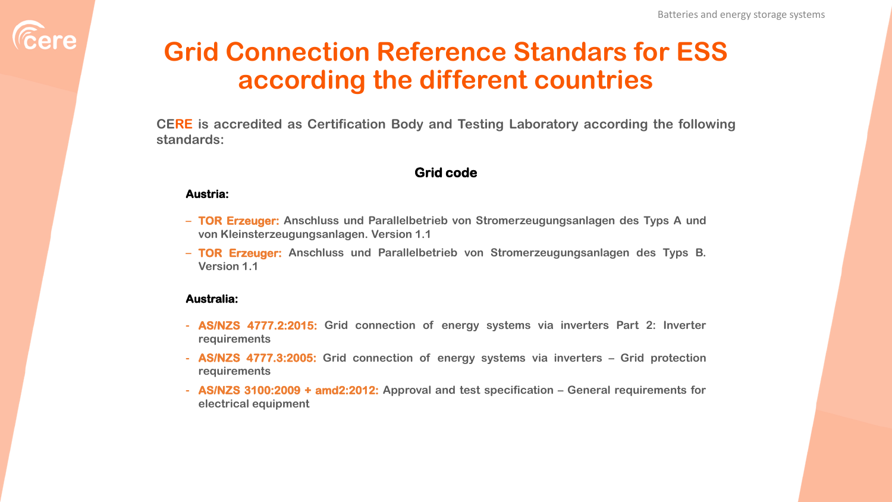# Grid Connection Reference Standars for ESS according the different countries

**CERE is accredited as Certification Body and Testing Laboratory according the following standards:**

## Grid code

**Austria:**

- **TOR Erzeuger:** Anschluss und Parallelbetrieb von Stromerzeugungsanlagen des Typs A und von Kleinsterzeugungsanlagen. Version 1.1
- **TOR Erzeuger:** Anschluss und Parallelbetrieb von Stromerzeugungsanlagen des Typs B. Version 1.1

**Australia:**

- **AS/NZS 4777.2:2015:** Grid connection of energy systems via inverters Part 2: Inverter requirements
- **AS/NZS 4777.3:2005:** Grid connection of energy systems via inverters – Grid protection requirements
- **AS/NZS 3100:2009 + amd2:2012:** Approval and test specification – General requirements for electrical equipment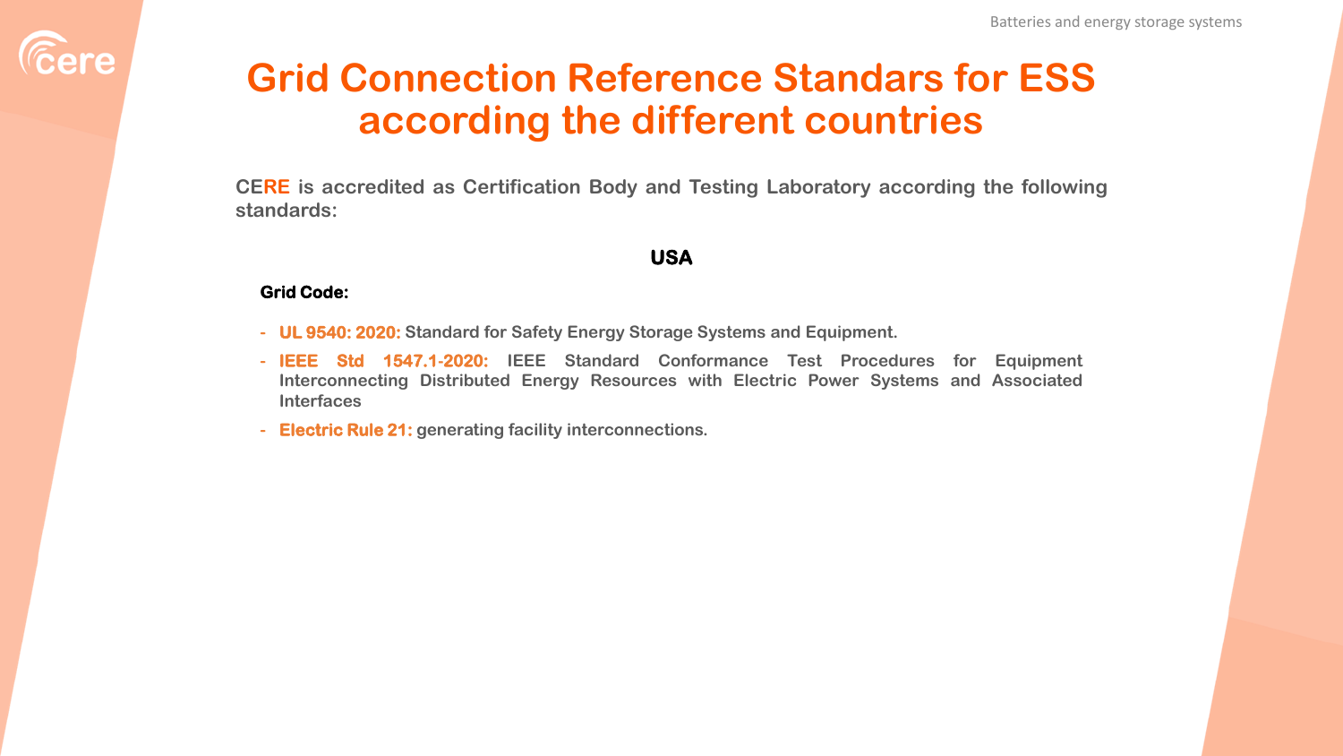# Grid Connection Reference Standars for ESS according the different countries

**CERE is accredited as Certification Body and Testing Laboratory according the following standards:**

## USA

**Grid Code:**

- **UL 9540: 2020:** Standard for Safety Energy Storage Systems and Equipment.
- **IEEE Std 1547.1-2020:** IEEE Standard Conformance Test Procedures for Equipment Interconnecting Distributed Energy Resources with Electric Power Systems and Associated Interfaces
- **Electric Rule 21:** generating facility interconnections.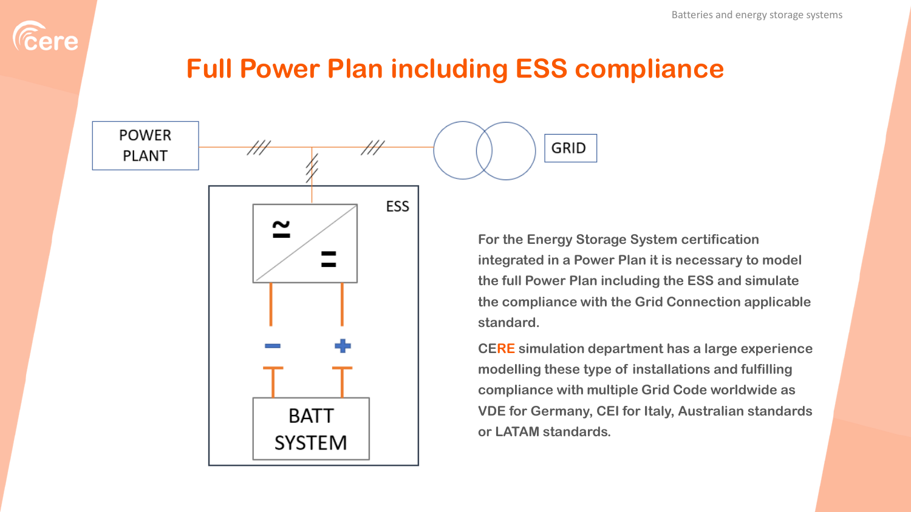# Full Power Plan including ESS compliance

POWER PLANT

GRID

ESS

BATT SYSTEM

For the Energy Storage System certification integrated in a Power Plan it is necessary to model the full Power Plan including the ESS and simulate the compliance with the Grid Connection applicable standard.

CERE simulation department has a large experience modelling these type of installations and fulfilling compliance with multiple Grid Code worldwide as VDE for Germany, CEI for Italy, Australian standards or LATAM standards.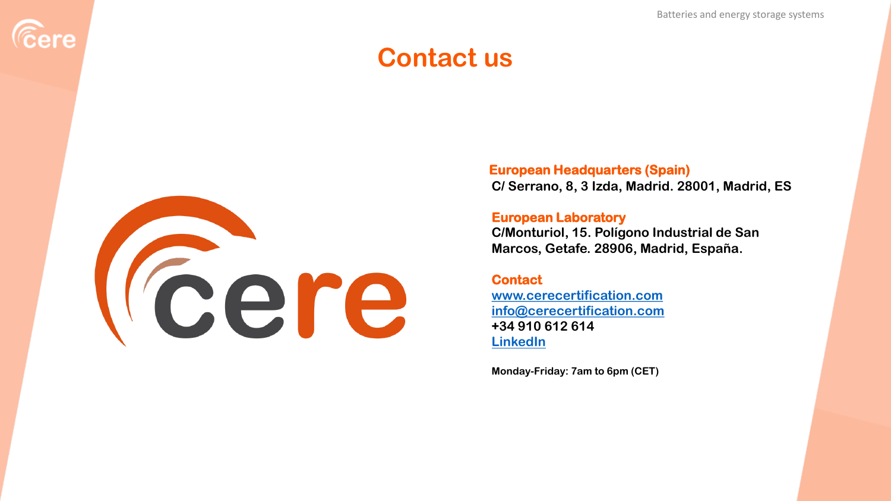# Contact us

**European Headquarters (Spain)**
**C/ Serrano, 8, 3 Izda, Madrid. 28001, Madrid, ES**

**European Laboratory**
**C/Monturiol, 15. Polígono Industrial de San Marcos, Getafe. 28906, Madrid, España.**

**Contact**
**www.cerecertification.com**
**info@cerecertification.com**
**+34 910 612 614**
**LinkedIn**

**Monday-Friday: 7am to 6pm (CET)**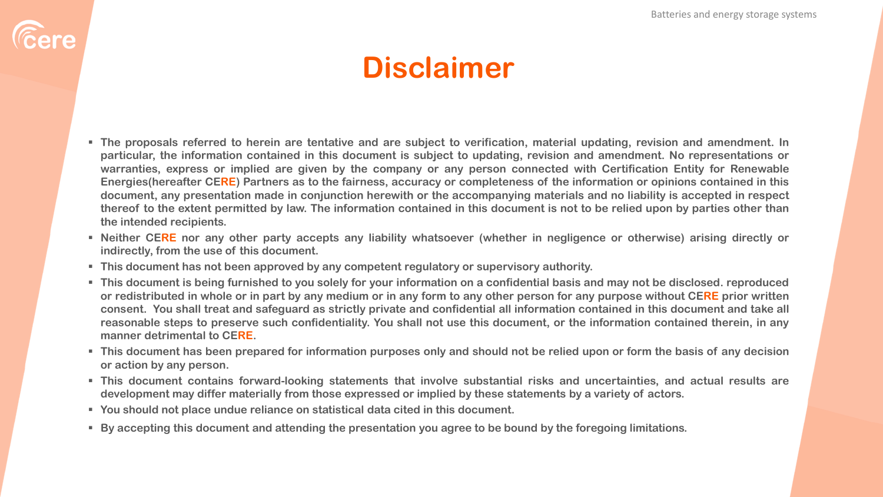# Disclaimer

- **The proposals referred to herein are tentative and are subject to verification, material updating, revision and amendment. In particular, the information contained in this document is subject to updating, revision and amendment. No representations or warranties, express or implied are given by the company or any person connected with Certification Entity for Renewable Energies(hereafter CERE) Partners as to the fairness, accuracy or completeness of the information or opinions contained in this document, any presentation made in conjunction herewith or the accompanying materials and no liability is accepted in respect thereof to the extent permitted by law. The information contained in this document is not to be relied upon by parties other than the intended recipients.**
- **Neither CERE nor any other party accepts any liability whatsoever (whether in negligence or otherwise) arising directly or indirectly, from the use of this document.**
- **This document has not been approved by any competent regulatory or supervisory authority.**
- **This document is being furnished to you solely for your information on a confidential basis and may not be disclosed. reproduced or redistributed in whole or in part by any medium or in any form to any other person for any purpose without CERE prior written consent. You shall treat and safeguard as strictly private and confidential all information contained in this document and take all reasonable steps to preserve such confidentiality. You shall not use this document, or the information contained therein, in any manner detrimental to CERE.**
- **This document has been prepared for information purposes only and should not be relied upon or form the basis of any decision or action by any person.**
- **This document contains forward-looking statements that involve substantial risks and uncertainties, and actual results are development may differ materially from those expressed or implied by these statements by a variety of actors.**
- **You should not place undue reliance on statistical data cited in this document.**
- **By accepting this document and attending the presentation you agree to be bound by the foregoing limitations.**